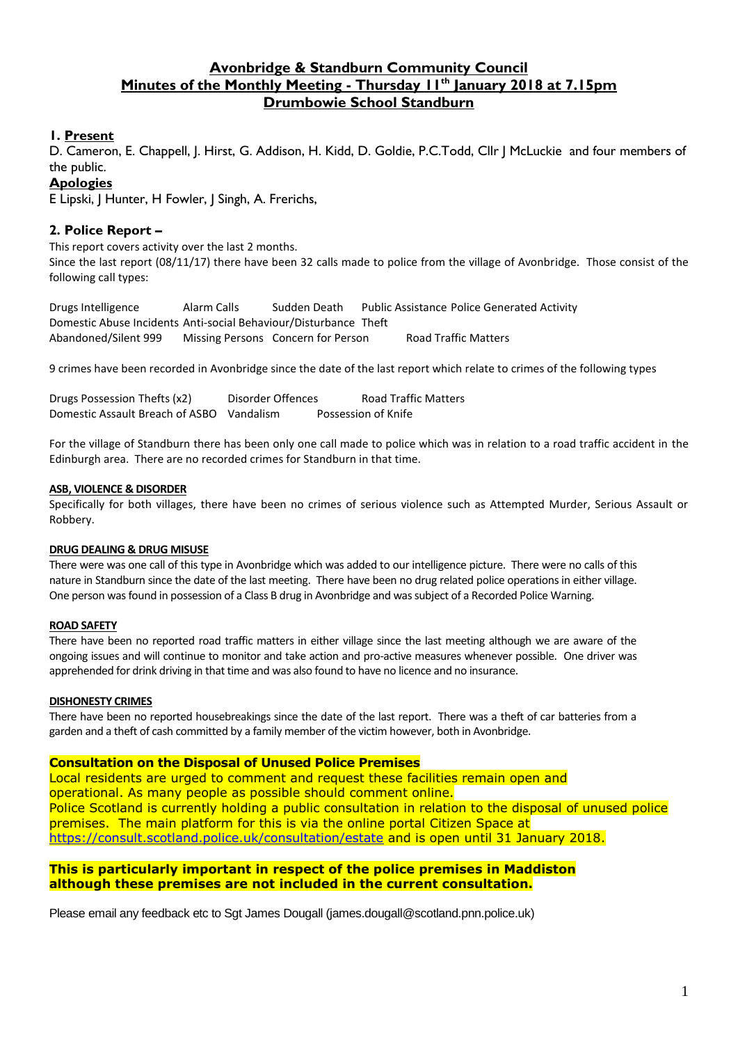# Avonbridge & Standburn Community Council

## Minutes of the Monthly Meeting - Thursday 11th January 2018 at 7.15pm

## Drumbowie School Standburn

### 1. Present

D. Cameron, E. Chappell, J. Hirst, G. Addison, H. Kidd, D. Goldie, P.C.Todd, Cllr J McLuckie and four members of the public.

### Apologies

E Lipski, J Hunter, H Fowler, J Singh, A. Frerichs,

### 2. Police Report –

This report covers activity over the last 2 months.

Since the last report (08/11/17) there have been 32 calls made to police from the village of Avonbridge. Those consist of the following call types:

| | | | | |
|---|---|---|---|---|
| Drugs Intelligence | Alarm Calls | Sudden Death | Public Assistance | Police Generated Activity |
| Domestic Abuse Incidents | Anti-social Behaviour/Disturbance | | Theft | |
| Abandoned/Silent 999 | Missing Persons | Concern for Person | Road Traffic Matters | |

9 crimes have been recorded in Avonbridge since the date of the last report which relate to crimes of the following types

| | | | |
|---|---|---|---|
| Drugs Possession | Thefts (x2) | Disorder Offences | Road Traffic Matters |
| Domestic Assault | Breach of ASBO | Vandalism | Possession of Knife |

For the village of Standburn there has been only one call made to police which was in relation to a road traffic accident in the Edinburgh area. There are no recorded crimes for Standburn in that time.

**ASB, VIOLENCE & DISORDER**

Specifically for both villages, there have been no crimes of serious violence such as Attempted Murder, Serious Assault or Robbery.

**DRUG DEALING & DRUG MISUSE**

There were was one call of this type in Avonbridge which was added to our intelligence picture. There were no calls of this nature in Standburn since the date of the last meeting. There have been no drug related police operations in either village. One person was found in possession of a Class B drug in Avonbridge and was subject of a Recorded Police Warning.

**ROAD SAFETY**

There have been no reported road traffic matters in either village since the last meeting although we are aware of the ongoing issues and will continue to monitor and take action and pro-active measures whenever possible. One driver was apprehended for drink driving in that time and was also found to have no licence and no insurance.

**DISHONESTY CRIMES**

There have been no reported housebreakings since the date of the last report. There was a theft of car batteries from a garden and a theft of cash committed by a family member of the victim however, both in Avonbridge.

**Consultation on the Disposal of Unused Police Premises**

Local residents are urged to comment and request these facilities remain open and operational. As many people as possible should comment online.

Police Scotland is currently holding a public consultation in relation to the disposal of unused police premises. The main platform for this is via the online portal Citizen Space at https://consult.scotland.police.uk/consultation/estate and is open until 31 January 2018.

**This is particularly important in respect of the police premises in Maddiston although these premises are not included in the current consultation.**

Please email any feedback etc to Sgt James Dougall (james.dougall@scotland.pnn.police.uk)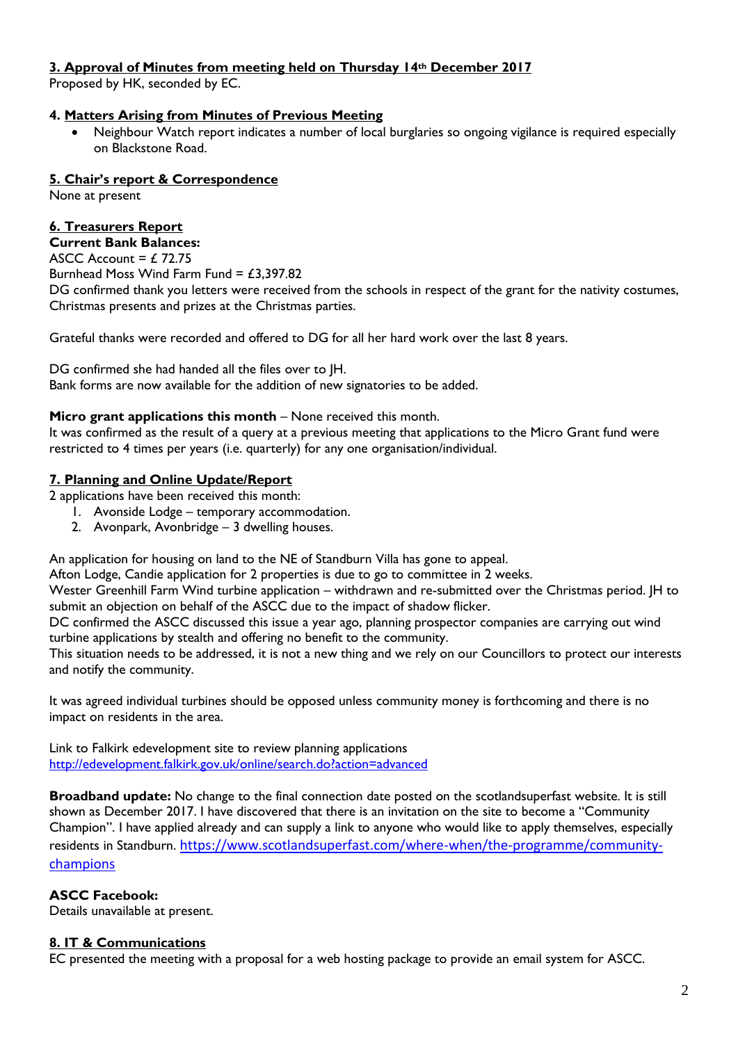**3. Approval of Minutes from meeting held on Thursday 14th December 2017**

Proposed by HK, seconded by EC.

**4. Matters Arising from Minutes of Previous Meeting**

- Neighbour Watch report indicates a number of local burglaries so ongoing vigilance is required especially on Blackstone Road.

**5. Chair's report & Correspondence**

None at present

**6. Treasurers Report**

**Current Bank Balances:**

ASCC Account = £ 72.75

Burnhead Moss Wind Farm Fund = £3,397.82

DG confirmed thank you letters were received from the schools in respect of the grant for the nativity costumes, Christmas presents and prizes at the Christmas parties.

Grateful thanks were recorded and offered to DG for all her hard work over the last 8 years.

DG confirmed she had handed all the files over to JH.

Bank forms are now available for the addition of new signatories to be added.

**Micro grant applications this month** – None received this month.

It was confirmed as the result of a query at a previous meeting that applications to the Micro Grant fund were restricted to 4 times per years (i.e. quarterly) for any one organisation/individual.

**7. Planning and Online Update/Report**

2 applications have been received this month:

1. Avonside Lodge – temporary accommodation.
2. Avonpark, Avonbridge – 3 dwelling houses.

An application for housing on land to the NE of Standburn Villa has gone to appeal.

Afton Lodge, Candie application for 2 properties is due to go to committee in 2 weeks.

Wester Greenhill Farm Wind turbine application – withdrawn and re-submitted over the Christmas period. JH to submit an objection on behalf of the ASCC due to the impact of shadow flicker.

DC confirmed the ASCC discussed this issue a year ago, planning prospector companies are carrying out wind turbine applications by stealth and offering no benefit to the community.

This situation needs to be addressed, it is not a new thing and we rely on our Councillors to protect our interests and notify the community.

It was agreed individual turbines should be opposed unless community money is forthcoming and there is no impact on residents in the area.

Link to Falkirk edevelopment site to review planning applications
http://edevelopment.falkirk.gov.uk/online/search.do?action=advanced

**Broadband update:** No change to the final connection date posted on the scotlandsuperfast website. It is still shown as December 2017. I have discovered that there is an invitation on the site to become a "Community Champion". I have applied already and can supply a link to anyone who would like to apply themselves, especially residents in Standburn. https://www.scotlandsuperfast.com/where-when/the-programme/community-champions

**ASCC Facebook:**

Details unavailable at present.

**8. IT & Communications**

EC presented the meeting with a proposal for a web hosting package to provide an email system for ASCC.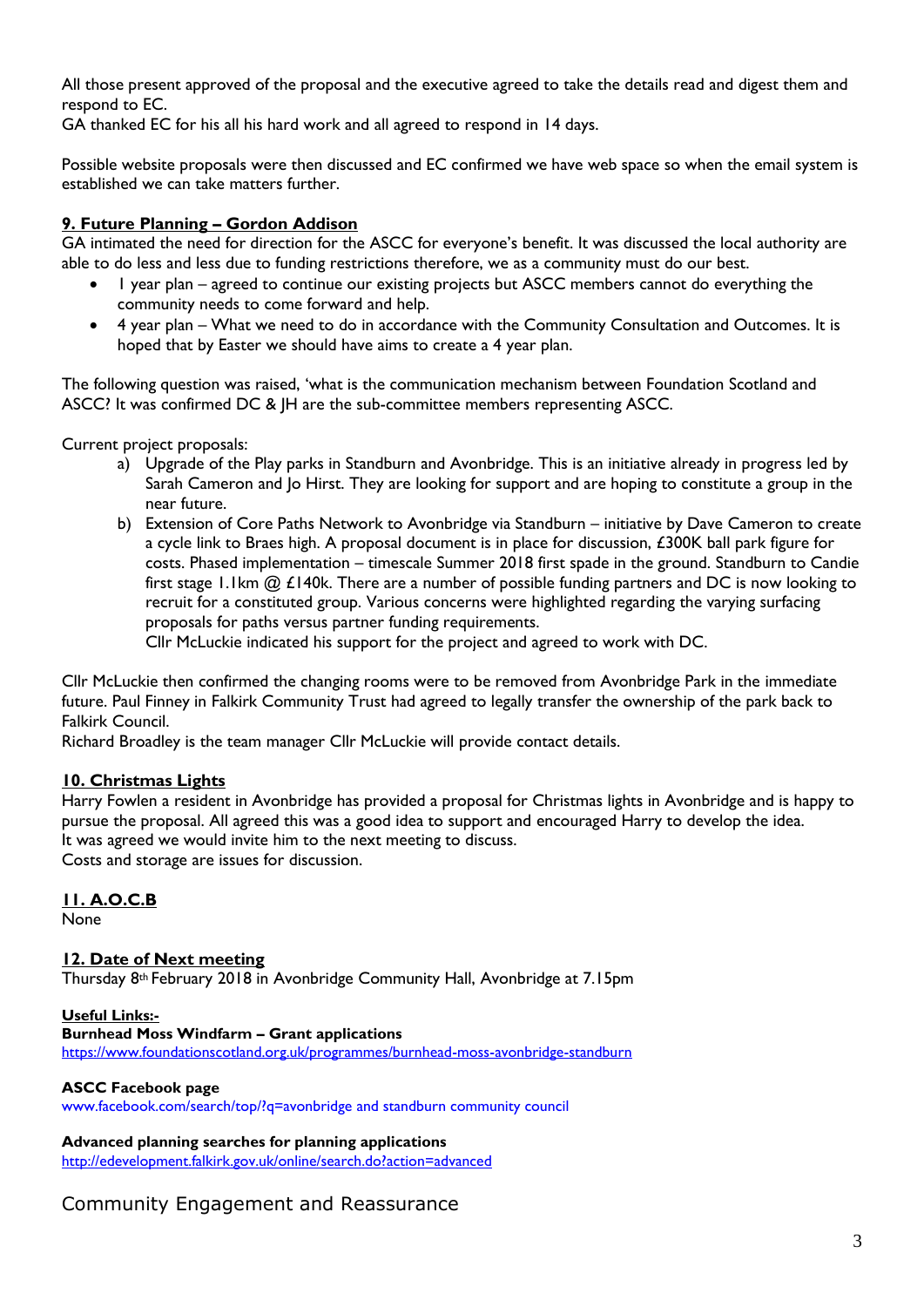All those present approved of the proposal and the executive agreed to take the details read and digest them and respond to EC.
GA thanked EC for his all his hard work and all agreed to respond in 14 days.

Possible website proposals were then discussed and EC confirmed we have web space so when the email system is established we can take matters further.

## 9. Future Planning – Gordon Addison

GA intimated the need for direction for the ASCC for everyone's benefit. It was discussed the local authority are able to do less and less due to funding restrictions therefore, we as a community must do our best.

- 1 year plan – agreed to continue our existing projects but ASCC members cannot do everything the community needs to come forward and help.
- 4 year plan – What we need to do in accordance with the Community Consultation and Outcomes. It is hoped that by Easter we should have aims to create a 4 year plan.

The following question was raised, 'what is the communication mechanism between Foundation Scotland and ASCC? It was confirmed DC & JH are the sub-committee members representing ASCC.

Current project proposals:

a) Upgrade of the Play parks in Standburn and Avonbridge. This is an initiative already in progress led by Sarah Cameron and Jo Hirst. They are looking for support and are hoping to constitute a group in the near future.
b) Extension of Core Paths Network to Avonbridge via Standburn – initiative by Dave Cameron to create a cycle link to Braes high. A proposal document is in place for discussion, £300K ball park figure for costs. Phased implementation – timescale Summer 2018 first spade in the ground. Standburn to Candie first stage 1.1km @ £140k. There are a number of possible funding partners and DC is now looking to recruit for a constituted group. Various concerns were highlighted regarding the varying surfacing proposals for paths versus partner funding requirements.
   Cllr McLuckie indicated his support for the project and agreed to work with DC.

Cllr McLuckie then confirmed the changing rooms were to be removed from Avonbridge Park in the immediate future. Paul Finney in Falkirk Community Trust had agreed to legally transfer the ownership of the park back to Falkirk Council.
Richard Broadley is the team manager Cllr McLuckie will provide contact details.

## 10. Christmas Lights

Harry Fowlen a resident in Avonbridge has provided a proposal for Christmas lights in Avonbridge and is happy to pursue the proposal. All agreed this was a good idea to support and encouraged Harry to develop the idea.
It was agreed we would invite him to the next meeting to discuss.
Costs and storage are issues for discussion.

## 11. A.O.C.B

None

## 12. Date of Next meeting

Thursday 8th February 2018 in Avonbridge Community Hall, Avonbridge at 7.15pm

**Useful Links:-**

**Burnhead Moss Windfarm – Grant applications**
https://www.foundationscotland.org.uk/programmes/burnhead-moss-avonbridge-standburn

**ASCC Facebook page**
www.facebook.com/search/top/?q=avonbridge and standburn community council

**Advanced planning searches for planning applications**
http://edevelopment.falkirk.gov.uk/online/search.do?action=advanced

Community Engagement and Reassurance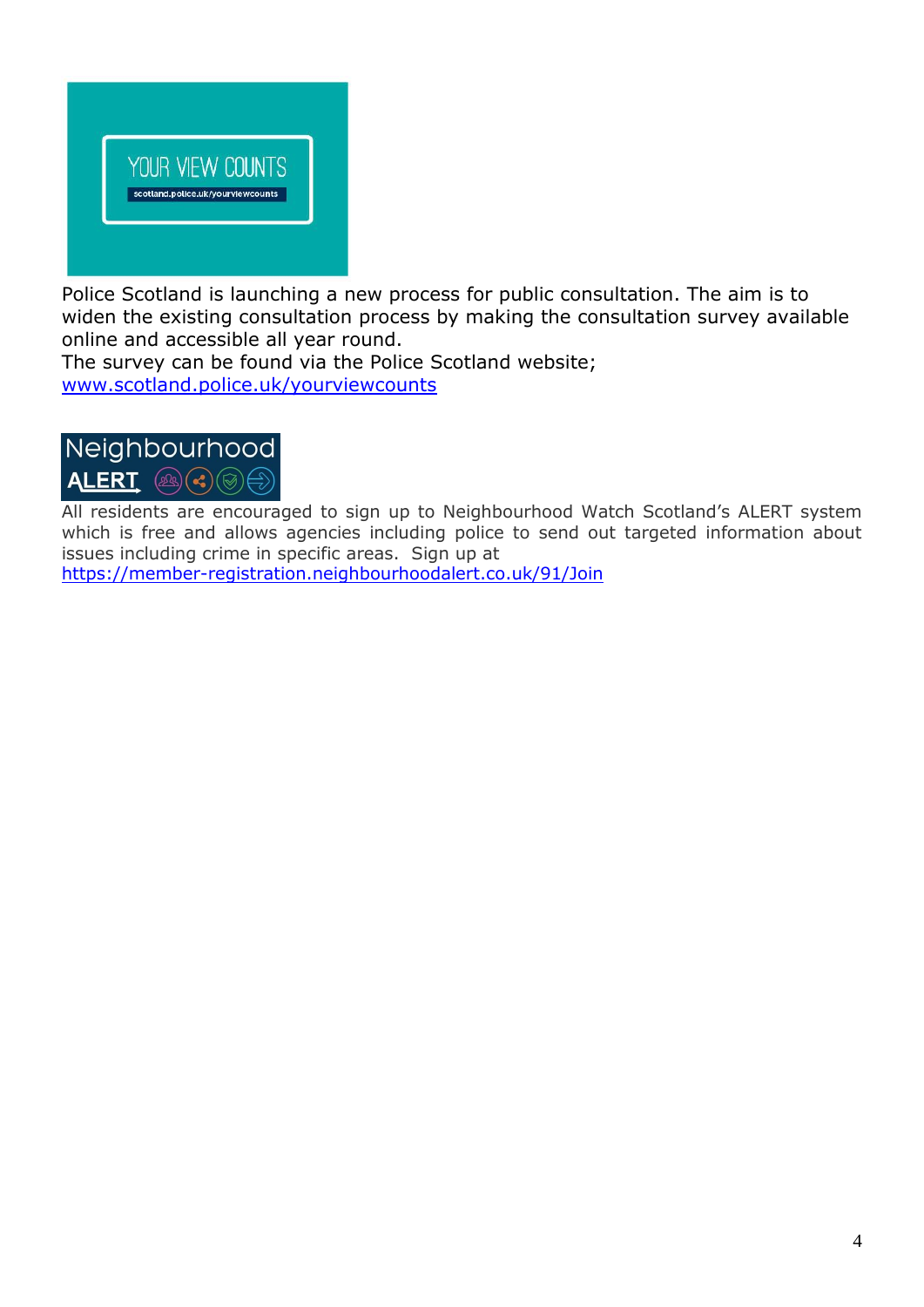YOUR VIEW COUNTS

scotland.police.uk/yourviewcounts

Police Scotland is launching a new process for public consultation. The aim is to widen the existing consultation process by making the consultation survey available online and accessible all year round.
The survey can be found via the Police Scotland website;
www.scotland.police.uk/yourviewcounts

Neighbourhood ALERT

All residents are encouraged to sign up to Neighbourhood Watch Scotland's ALERT system which is free and allows agencies including police to send out targeted information about issues including crime in specific areas. Sign up at
https://member-registration.neighbourhoodalert.co.uk/91/Join